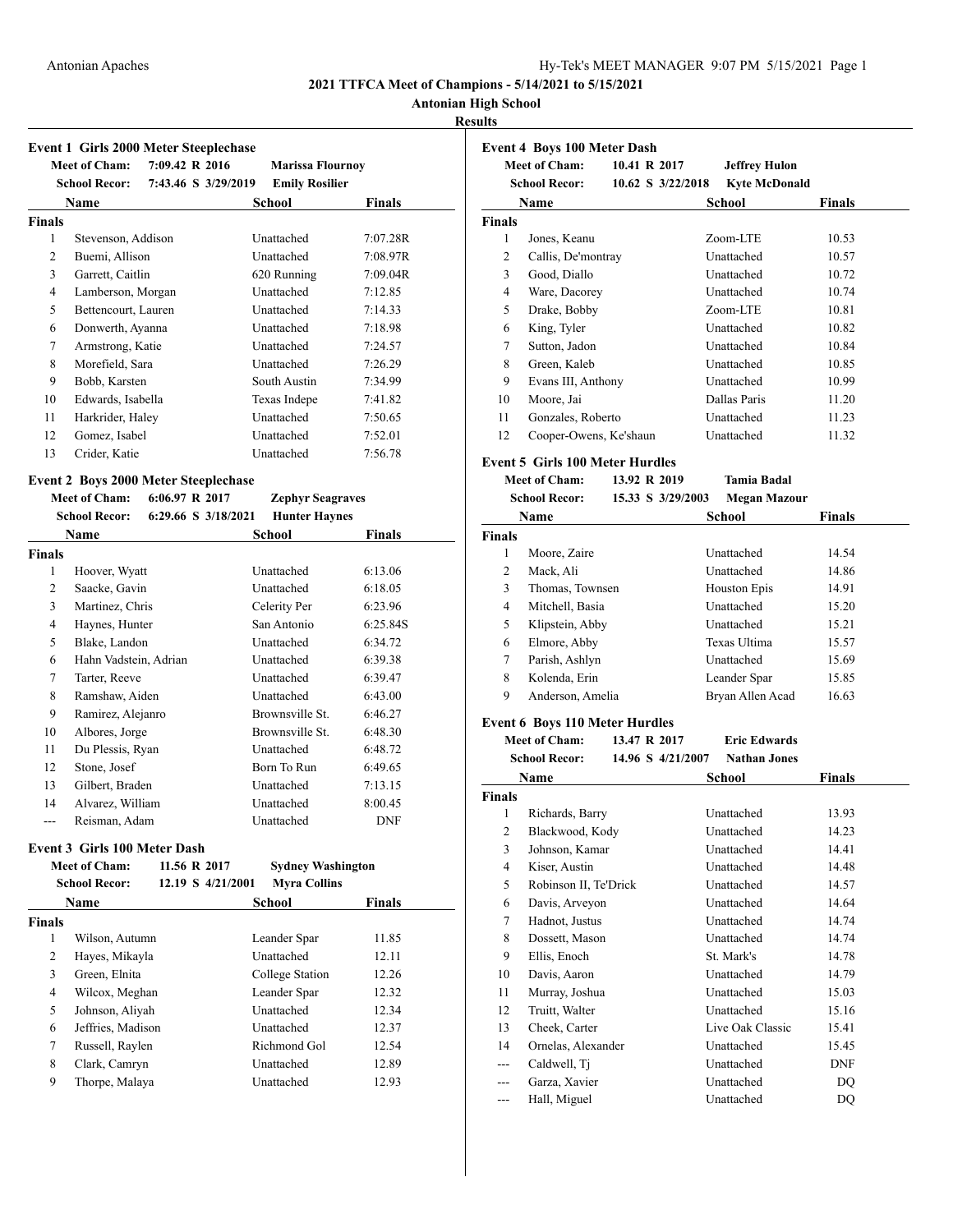# 2021 TTFCA Meet of Champions - 5/14/2021 to 5/15/2021

## Antonian High School

### Results

#### Event 1 Girls 2000 Meter Steeplechase

**Meet of Cham:** 7:09.42 R 2016 **Marissa Flournoy**
**School Recor:** 7:43.46 S 3/29/2019 **Emily Rosilier**

| | Name | School | Finals |
|---|---|---|---|
| **Finals** | | | |
| 1 | Stevenson, Addison | Unattached | 7:07.28R |
| 2 | Buemi, Allison | Unattached | 7:08.97R |
| 3 | Garrett, Caitlin | 620 Running | 7:09.04R |
| 4 | Lamberson, Morgan | Unattached | 7:12.85 |
| 5 | Bettencourt, Lauren | Unattached | 7:14.33 |
| 6 | Donwerth, Ayanna | Unattached | 7:18.98 |
| 7 | Armstrong, Katie | Unattached | 7:24.57 |
| 8 | Morefield, Sara | Unattached | 7:26.29 |
| 9 | Bobb, Karsten | South Austin | 7:34.99 |
| 10 | Edwards, Isabella | Texas Indepe | 7:41.82 |
| 11 | Harkrider, Haley | Unattached | 7:50.65 |
| 12 | Gomez, Isabel | Unattached | 7:52.01 |
| 13 | Crider, Katie | Unattached | 7:56.78 |

#### Event 2 Boys 2000 Meter Steeplechase

**Meet of Cham:** 6:06.97 R 2017 **Zephyr Seagraves**
**School Recor:** 6:29.66 S 3/18/2021 **Hunter Haynes**

| | Name | School | Finals |
|---|---|---|---|
| **Finals** | | | |
| 1 | Hoover, Wyatt | Unattached | 6:13.06 |
| 2 | Saacke, Gavin | Unattached | 6:18.05 |
| 3 | Martinez, Chris | Celerity Per | 6:23.96 |
| 4 | Haynes, Hunter | San Antonio | 6:25.84S |
| 5 | Blake, Landon | Unattached | 6:34.72 |
| 6 | Hahn Vadstein, Adrian | Unattached | 6:39.38 |
| 7 | Tarter, Reeve | Unattached | 6:39.47 |
| 8 | Ramshaw, Aiden | Unattached | 6:43.00 |
| 9 | Ramirez, Alejanro | Brownsville St. | 6:46.27 |
| 10 | Albores, Jorge | Brownsville St. | 6:48.30 |
| 11 | Du Plessis, Ryan | Unattached | 6:48.72 |
| 12 | Stone, Josef | Born To Run | 6:49.65 |
| 13 | Gilbert, Braden | Unattached | 7:13.15 |
| 14 | Alvarez, William | Unattached | 8:00.45 |
| --- | Reisman, Adam | Unattached | DNF |

#### Event 3 Girls 100 Meter Dash

**Meet of Cham:** 11.56 R 2017 **Sydney Washington**
**School Recor:** 12.19 S 4/21/2001 **Myra Collins**

| | Name | School | Finals |
|---|---|---|---|
| **Finals** | | | |
| 1 | Wilson, Autumn | Leander Spar | 11.85 |
| 2 | Hayes, Mikayla | Unattached | 12.11 |
| 3 | Green, Elnita | College Station | 12.26 |
| 4 | Wilcox, Meghan | Leander Spar | 12.32 |
| 5 | Johnson, Aliyah | Unattached | 12.34 |
| 6 | Jeffries, Madison | Unattached | 12.37 |
| 7 | Russell, Raylen | Richmond Gol | 12.54 |
| 8 | Clark, Camryn | Unattached | 12.89 |
| 9 | Thorpe, Malaya | Unattached | 12.93 |

#### Event 4 Boys 100 Meter Dash

**Meet of Cham:** 10.41 R 2017 **Jeffrey Hulon**
**School Recor:** 10.62 S 3/22/2018 **Kyte McDonald**

| | Name | School | Finals |
|---|---|---|---|
| **Finals** | | | |
| 1 | Jones, Keanu | Zoom-LTE | 10.53 |
| 2 | Callis, De'montray | Unattached | 10.57 |
| 3 | Good, Diallo | Unattached | 10.72 |
| 4 | Ware, Dacorey | Unattached | 10.74 |
| 5 | Drake, Bobby | Zoom-LTE | 10.81 |
| 6 | King, Tyler | Unattached | 10.82 |
| 7 | Sutton, Jadon | Unattached | 10.84 |
| 8 | Green, Kaleb | Unattached | 10.85 |
| 9 | Evans III, Anthony | Unattached | 10.99 |
| 10 | Moore, Jai | Dallas Paris | 11.20 |
| 11 | Gonzales, Roberto | Unattached | 11.23 |
| 12 | Cooper-Owens, Ke'shaun | Unattached | 11.32 |

#### Event 5 Girls 100 Meter Hurdles

**Meet of Cham:** 13.92 R 2019 **Tamia Badal**
**School Recor:** 15.33 S 3/29/2003 **Megan Mazour**

| | Name | School | Finals |
|---|---|---|---|
| **Finals** | | | |
| 1 | Moore, Zaire | Unattached | 14.54 |
| 2 | Mack, Ali | Unattached | 14.86 |
| 3 | Thomas, Townsen | Houston Epis | 14.91 |
| 4 | Mitchell, Basia | Unattached | 15.20 |
| 5 | Klipstein, Abby | Unattached | 15.21 |
| 6 | Elmore, Abby | Texas Ultima | 15.57 |
| 7 | Parish, Ashlyn | Unattached | 15.69 |
| 8 | Kolenda, Erin | Leander Spar | 15.85 |
| 9 | Anderson, Amelia | Bryan Allen Acad | 16.63 |

#### Event 6 Boys 110 Meter Hurdles

**Meet of Cham:** 13.47 R 2017 **Eric Edwards**
**School Recor:** 14.96 S 4/21/2007 **Nathan Jones**

| | Name | School | Finals |
|---|---|---|---|
| **Finals** | | | |
| 1 | Richards, Barry | Unattached | 13.93 |
| 2 | Blackwood, Kody | Unattached | 14.23 |
| 3 | Johnson, Kamar | Unattached | 14.41 |
| 4 | Kiser, Austin | Unattached | 14.48 |
| 5 | Robinson II, Te'Drick | Unattached | 14.57 |
| 6 | Davis, Arveyon | Unattached | 14.64 |
| 7 | Hadnot, Justus | Unattached | 14.74 |
| 8 | Dossett, Mason | Unattached | 14.74 |
| 9 | Ellis, Enoch | St. Mark's | 14.78 |
| 10 | Davis, Aaron | Unattached | 14.79 |
| 11 | Murray, Joshua | Unattached | 15.03 |
| 12 | Truitt, Walter | Unattached | 15.16 |
| 13 | Cheek, Carter | Live Oak Classic | 15.41 |
| 14 | Ornelas, Alexander | Unattached | 15.45 |
| --- | Caldwell, Tj | Unattached | DNF |
| --- | Garza, Xavier | Unattached | DQ |
| --- | Hall, Miguel | Unattached | DQ |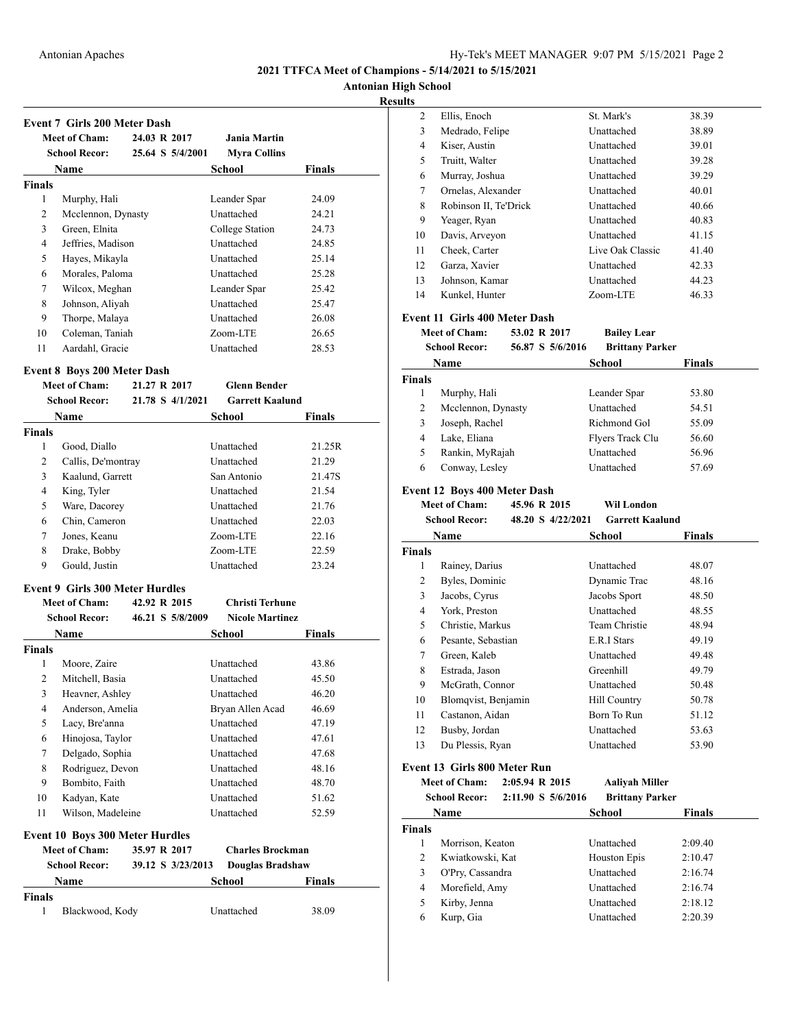## 2021 TTFCA Meet of Champions - 5/14/2021 to 5/15/2021

### Antonian High School

### Results

### Event 7 Girls 200 Meter Dash

**Meet of Cham:** 24.03 R 2017 **Jania Martin**
**School Recor:** 25.64 S 5/4/2001 **Myra Collins**

| | Name | School | Finals |
|---|---|---|---|
| **Finals** | | | |
| 1 | Murphy, Hali | Leander Spar | 24.09 |
| 2 | Mcclennon, Dynasty | Unattached | 24.21 |
| 3 | Green, Elnita | College Station | 24.73 |
| 4 | Jeffries, Madison | Unattached | 24.85 |
| 5 | Hayes, Mikayla | Unattached | 25.14 |
| 6 | Morales, Paloma | Unattached | 25.28 |
| 7 | Wilcox, Meghan | Leander Spar | 25.42 |
| 8 | Johnson, Aliyah | Unattached | 25.47 |
| 9 | Thorpe, Malaya | Unattached | 26.08 |
| 10 | Coleman, Taniah | Zoom-LTE | 26.65 |
| 11 | Aardahl, Gracie | Unattached | 28.53 |

### Event 8 Boys 200 Meter Dash

**Meet of Cham:** 21.27 R 2017 **Glenn Bender**
**School Recor:** 21.78 S 4/1/2021 **Garrett Kaalund**

| | Name | School | Finals |
|---|---|---|---|
| **Finals** | | | |
| 1 | Good, Diallo | Unattached | 21.25R |
| 2 | Callis, De'montray | Unattached | 21.29 |
| 3 | Kaalund, Garrett | San Antonio | 21.47S |
| 4 | King, Tyler | Unattached | 21.54 |
| 5 | Ware, Dacorey | Unattached | 21.76 |
| 6 | Chin, Cameron | Unattached | 22.03 |
| 7 | Jones, Keanu | Zoom-LTE | 22.16 |
| 8 | Drake, Bobby | Zoom-LTE | 22.59 |
| 9 | Gould, Justin | Unattached | 23.24 |

### Event 9 Girls 300 Meter Hurdles

**Meet of Cham:** 42.92 R 2015 **Christi Terhune**
**School Recor:** 46.21 S 5/8/2009 **Nicole Martinez**

| | Name | School | Finals |
|---|---|---|---|
| **Finals** | | | |
| 1 | Moore, Zaire | Unattached | 43.86 |
| 2 | Mitchell, Basia | Unattached | 45.50 |
| 3 | Heavner, Ashley | Unattached | 46.20 |
| 4 | Anderson, Amelia | Bryan Allen Acad | 46.69 |
| 5 | Lacy, Bre'anna | Unattached | 47.19 |
| 6 | Hinojosa, Taylor | Unattached | 47.61 |
| 7 | Delgado, Sophia | Unattached | 47.68 |
| 8 | Rodriguez, Devon | Unattached | 48.16 |
| 9 | Bombito, Faith | Unattached | 48.70 |
| 10 | Kadyan, Kate | Unattached | 51.62 |
| 11 | Wilson, Madeleine | Unattached | 52.59 |

### Event 10 Boys 300 Meter Hurdles

**Meet of Cham:** 35.97 R 2017 **Charles Brockman**
**School Recor:** 39.12 S 3/23/2013 **Douglas Bradshaw**

| | Name | School | Finals |
|---|---|---|---|
| **Finals** | | | |
| 1 | Blackwood, Kody | Unattached | 38.09 |
| 2 | Ellis, Enoch | St. Mark's | 38.39 |
| 3 | Medrado, Felipe | Unattached | 38.89 |
| 4 | Kiser, Austin | Unattached | 39.01 |
| 5 | Truitt, Walter | Unattached | 39.28 |
| 6 | Murray, Joshua | Unattached | 39.29 |
| 7 | Ornelas, Alexander | Unattached | 40.01 |
| 8 | Robinson II, Te'Drick | Unattached | 40.66 |
| 9 | Yeager, Ryan | Unattached | 40.83 |
| 10 | Davis, Arveyon | Unattached | 41.15 |
| 11 | Cheek, Carter | Live Oak Classic | 41.40 |
| 12 | Garza, Xavier | Unattached | 42.33 |
| 13 | Johnson, Kamar | Unattached | 44.23 |
| 14 | Kunkel, Hunter | Zoom-LTE | 46.33 |

### Event 11 Girls 400 Meter Dash

**Meet of Cham:** 53.02 R 2017 **Bailey Lear**
**School Recor:** 56.87 S 5/6/2016 **Brittany Parker**

| | Name | School | Finals |
|---|---|---|---|
| **Finals** | | | |
| 1 | Murphy, Hali | Leander Spar | 53.80 |
| 2 | Mcclennon, Dynasty | Unattached | 54.51 |
| 3 | Joseph, Rachel | Richmond Gol | 55.09 |
| 4 | Lake, Eliana | Flyers Track Clu | 56.60 |
| 5 | Rankin, MyRajah | Unattached | 56.96 |
| 6 | Conway, Lesley | Unattached | 57.69 |

### Event 12 Boys 400 Meter Dash

**Meet of Cham:** 45.96 R 2015 **Wil London**
**School Recor:** 48.20 S 4/22/2021 **Garrett Kaalund**

| | Name | School | Finals |
|---|---|---|---|
| **Finals** | | | |
| 1 | Rainey, Darius | Unattached | 48.07 |
| 2 | Byles, Dominic | Dynamic Trac | 48.16 |
| 3 | Jacobs, Cyrus | Jacobs Sport | 48.50 |
| 4 | York, Preston | Unattached | 48.55 |
| 5 | Christie, Markus | Team Christie | 48.94 |
| 6 | Pesante, Sebastian | E.R.I Stars | 49.19 |
| 7 | Green, Kaleb | Unattached | 49.48 |
| 8 | Estrada, Jason | Greenhill | 49.79 |
| 9 | McGrath, Connor | Unattached | 50.48 |
| 10 | Blomqvist, Benjamin | Hill Country | 50.78 |
| 11 | Castanon, Aidan | Born To Run | 51.12 |
| 12 | Busby, Jordan | Unattached | 53.63 |
| 13 | Du Plessis, Ryan | Unattached | 53.90 |

### Event 13 Girls 800 Meter Run

**Meet of Cham:** 2:05.94 R 2015 **Aaliyah Miller**
**School Recor:** 2:11.90 S 5/6/2016 **Brittany Parker**

| | Name | School | Finals |
|---|---|---|---|
| **Finals** | | | |
| 1 | Morrison, Keaton | Unattached | 2:09.40 |
| 2 | Kwiatkowski, Kat | Houston Epis | 2:10.47 |
| 3 | O'Pry, Cassandra | Unattached | 2:16.74 |
| 4 | Morefield, Amy | Unattached | 2:16.74 |
| 5 | Kirby, Jenna | Unattached | 2:18.12 |
| 6 | Kurp, Gia | Unattached | 2:20.39 |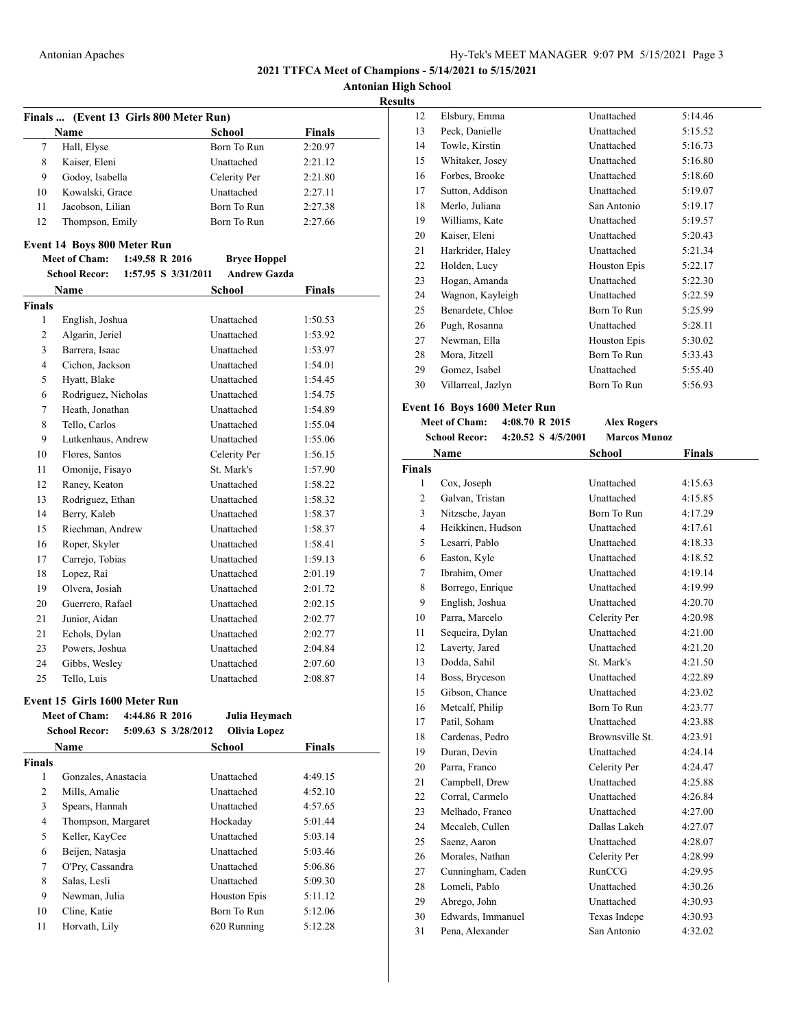## 2021 TTFCA Meet of Champions - 5/14/2021 to 5/15/2021

### Antonian High School

### Results

#### Finals ... (Event 13 Girls 800 Meter Run)

| | Name | School | Finals |
|---|---|---|---|
| 7 | Hall, Elyse | Born To Run | 2:20.97 |
| 8 | Kaiser, Eleni | Unattached | 2:21.12 |
| 9 | Godoy, Isabella | Celerity Per | 2:21.80 |
| 10 | Kowalski, Grace | Unattached | 2:27.11 |
| 11 | Jacobson, Lilian | Born To Run | 2:27.38 |
| 12 | Thompson, Emily | Born To Run | 2:27.66 |

#### Event 14 Boys 800 Meter Run

Meet of Cham: 1:49.58 R 2016 Bryce Hoppel
School Recor: 1:57.95 S 3/31/2011 Andrew Gazda

| | Name | School | Finals |
|---|---|---|---|
| **Finals** | | | |
| 1 | English, Joshua | Unattached | 1:50.53 |
| 2 | Algarin, Jeriel | Unattached | 1:53.92 |
| 3 | Barrera, Isaac | Unattached | 1:53.97 |
| 4 | Cichon, Jackson | Unattached | 1:54.01 |
| 5 | Hyatt, Blake | Unattached | 1:54.45 |
| 6 | Rodriguez, Nicholas | Unattached | 1:54.75 |
| 7 | Heath, Jonathan | Unattached | 1:54.89 |
| 8 | Tello, Carlos | Unattached | 1:55.04 |
| 9 | Lutkenhaus, Andrew | Unattached | 1:55.06 |
| 10 | Flores, Santos | Celerity Per | 1:56.15 |
| 11 | Omonije, Fisayo | St. Mark's | 1:57.90 |
| 12 | Raney, Keaton | Unattached | 1:58.22 |
| 13 | Rodriguez, Ethan | Unattached | 1:58.32 |
| 14 | Berry, Kaleb | Unattached | 1:58.37 |
| 15 | Riechman, Andrew | Unattached | 1:58.37 |
| 16 | Roper, Skyler | Unattached | 1:58.41 |
| 17 | Carrejo, Tobias | Unattached | 1:59.13 |
| 18 | Lopez, Rai | Unattached | 2:01.19 |
| 19 | Olvera, Josiah | Unattached | 2:01.72 |
| 20 | Guerrero, Rafael | Unattached | 2:02.15 |
| 21 | Junior, Aidan | Unattached | 2:02.77 |
| 21 | Echols, Dylan | Unattached | 2:02.77 |
| 23 | Powers, Joshua | Unattached | 2:04.84 |
| 24 | Gibbs, Wesley | Unattached | 2:07.60 |
| 25 | Tello, Luis | Unattached | 2:08.87 |

#### Event 15 Girls 1600 Meter Run

Meet of Cham: 4:44.86 R 2016 Julia Heymach
School Recor: 5:09.63 S 3/28/2012 Olivia Lopez

| | Name | School | Finals |
|---|---|---|---|
| **Finals** | | | |
| 1 | Gonzales, Anastacia | Unattached | 4:49.15 |
| 2 | Mills, Amalie | Unattached | 4:52.10 |
| 3 | Spears, Hannah | Unattached | 4:57.65 |
| 4 | Thompson, Margaret | Hockaday | 5:01.44 |
| 5 | Keller, KayCee | Unattached | 5:03.14 |
| 6 | Beijen, Natasja | Unattached | 5:03.46 |
| 7 | O'Pry, Cassandra | Unattached | 5:06.86 |
| 8 | Salas, Lesli | Unattached | 5:09.30 |
| 9 | Newman, Julia | Houston Epis | 5:11.12 |
| 10 | Cline, Katie | Born To Run | 5:12.06 |
| 11 | Horvath, Lily | 620 Running | 5:12.28 |
| 12 | Elsbury, Emma | Unattached | 5:14.46 |
| 13 | Peck, Danielle | Unattached | 5:15.52 |
| 14 | Towle, Kirstin | Unattached | 5:16.73 |
| 15 | Whitaker, Josey | Unattached | 5:16.80 |
| 16 | Forbes, Brooke | Unattached | 5:18.60 |
| 17 | Sutton, Addison | Unattached | 5:19.07 |
| 18 | Merlo, Juliana | San Antonio | 5:19.17 |
| 19 | Williams, Kate | Unattached | 5:19.57 |
| 20 | Kaiser, Eleni | Unattached | 5:20.43 |
| 21 | Harkrider, Haley | Unattached | 5:21.34 |
| 22 | Holden, Lucy | Houston Epis | 5:22.17 |
| 23 | Hogan, Amanda | Unattached | 5:22.30 |
| 24 | Wagnon, Kayleigh | Unattached | 5:22.59 |
| 25 | Benardete, Chloe | Born To Run | 5:25.99 |
| 26 | Pugh, Rosanna | Unattached | 5:28.11 |
| 27 | Newman, Ella | Houston Epis | 5:30.02 |
| 28 | Mora, Jitzell | Born To Run | 5:33.43 |
| 29 | Gomez, Isabel | Unattached | 5:55.40 |
| 30 | Villarreal, Jazlyn | Born To Run | 5:56.93 |

#### Event 16 Boys 1600 Meter Run

Meet of Cham: 4:08.70 R 2015 Alex Rogers
School Recor: 4:20.52 S 4/5/2001 Marcos Munoz

| | Name | School | Finals |
|---|---|---|---|
| **Finals** | | | |
| 1 | Cox, Joseph | Unattached | 4:15.63 |
| 2 | Galvan, Tristan | Unattached | 4:15.85 |
| 3 | Nitzsche, Jayan | Born To Run | 4:17.29 |
| 4 | Heikkinen, Hudson | Unattached | 4:17.61 |
| 5 | Lesarri, Pablo | Unattached | 4:18.33 |
| 6 | Easton, Kyle | Unattached | 4:18.52 |
| 7 | Ibrahim, Omer | Unattached | 4:19.14 |
| 8 | Borrego, Enrique | Unattached | 4:19.99 |
| 9 | English, Joshua | Unattached | 4:20.70 |
| 10 | Parra, Marcelo | Celerity Per | 4:20.98 |
| 11 | Sequeira, Dylan | Unattached | 4:21.00 |
| 12 | Laverty, Jared | Unattached | 4:21.20 |
| 13 | Dodda, Sahil | St. Mark's | 4:21.50 |
| 14 | Boss, Bryceson | Unattached | 4:22.89 |
| 15 | Gibson, Chance | Unattached | 4:23.02 |
| 16 | Metcalf, Philip | Born To Run | 4:23.77 |
| 17 | Patil, Soham | Unattached | 4:23.88 |
| 18 | Cardenas, Pedro | Brownsville St. | 4:23.91 |
| 19 | Duran, Devin | Unattached | 4:24.14 |
| 20 | Parra, Franco | Celerity Per | 4:24.47 |
| 21 | Campbell, Drew | Unattached | 4:25.88 |
| 22 | Corral, Carmelo | Unattached | 4:26.84 |
| 23 | Melhado, Franco | Unattached | 4:27.00 |
| 24 | Mccaleb, Cullen | Dallas Lakeh | 4:27.07 |
| 25 | Saenz, Aaron | Unattached | 4:28.07 |
| 26 | Morales, Nathan | Celerity Per | 4:28.99 |
| 27 | Cunningham, Caden | RunCCG | 4:29.95 |
| 28 | Lomeli, Pablo | Unattached | 4:30.26 |
| 29 | Abrego, John | Unattached | 4:30.93 |
| 30 | Edwards, Immanuel | Texas Indepe | 4:30.93 |
| 31 | Pena, Alexander | San Antonio | 4:32.02 |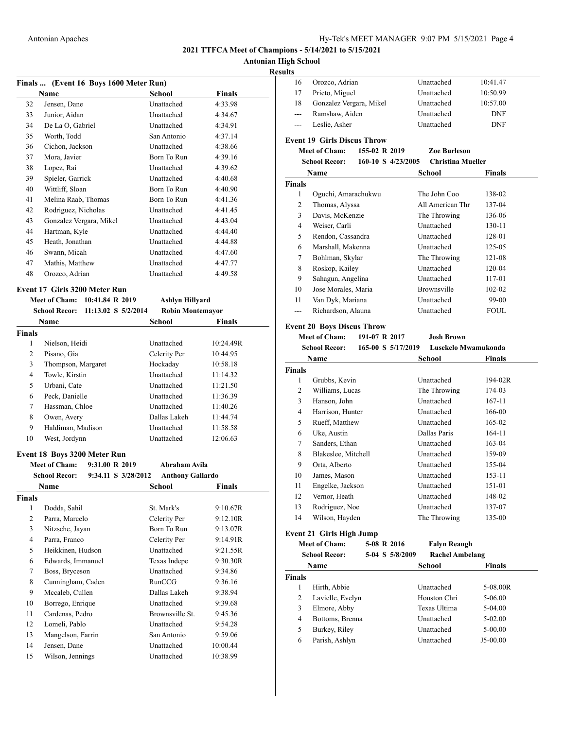**2021 TTFCA Meet of Champions - 5/14/2021 to 5/15/2021**

**Antonian High School**

**Results**

### Finals ... (Event 16 Boys 1600 Meter Run)

| | Name | School | Finals |
|---|---|---|---|
| 32 | Jensen, Dane | Unattached | 4:33.98 |
| 33 | Junior, Aidan | Unattached | 4:34.67 |
| 34 | De La O, Gabriel | Unattached | 4:34.91 |
| 35 | Worth, Todd | San Antonio | 4:37.14 |
| 36 | Cichon, Jackson | Unattached | 4:38.66 |
| 37 | Mora, Javier | Born To Run | 4:39.16 |
| 38 | Lopez, Rai | Unattached | 4:39.62 |
| 39 | Spieler, Garrick | Unattached | 4:40.68 |
| 40 | Wittliff, Sloan | Born To Run | 4:40.90 |
| 41 | Melina Raab, Thomas | Born To Run | 4:41.36 |
| 42 | Rodriguez, Nicholas | Unattached | 4:41.45 |
| 43 | Gonzalez Vergara, Mikel | Unattached | 4:43.04 |
| 44 | Hartman, Kyle | Unattached | 4:44.40 |
| 45 | Heath, Jonathan | Unattached | 4:44.88 |
| 46 | Swann, Micah | Unattached | 4:47.60 |
| 47 | Mathis, Matthew | Unattached | 4:47.77 |
| 48 | Orozco, Adrian | Unattached | 4:49.58 |

### Event 17 Girls 3200 Meter Run

**Meet of Cham:** 10:41.84 R 2019 **Ashlyn Hillyard**
**School Recor:** 11:13.02 S 5/2/2014 **Robin Montemayor**

| | Name | School | Finals |
|---|---|---|---|
| **Finals** | | | |
| 1 | Nielson, Heidi | Unattached | 10:24.49R |
| 2 | Pisano, Gia | Celerity Per | 10:44.95 |
| 3 | Thompson, Margaret | Hockaday | 10:58.18 |
| 4 | Towle, Kirstin | Unattached | 11:14.32 |
| 5 | Urbani, Cate | Unattached | 11:21.50 |
| 6 | Peck, Danielle | Unattached | 11:36.39 |
| 7 | Hassman, Chloe | Unattached | 11:40.26 |
| 8 | Owen, Avery | Dallas Lakeh | 11:44.74 |
| 9 | Haldiman, Madison | Unattached | 11:58.58 |
| 10 | West, Jordynn | Unattached | 12:06.63 |

### Event 18 Boys 3200 Meter Run

**Meet of Cham:** 9:31.00 R 2019 **Abraham Avila**
**School Recor:** 9:34.11 S 3/28/2012 **Anthony Gallardo**

| | Name | School | Finals |
|---|---|---|---|
| **Finals** | | | |
| 1 | Dodda, Sahil | St. Mark's | 9:10.67R |
| 2 | Parra, Marcelo | Celerity Per | 9:12.10R |
| 3 | Nitzsche, Jayan | Born To Run | 9:13.07R |
| 4 | Parra, Franco | Celerity Per | 9:14.91R |
| 5 | Heikkinen, Hudson | Unattached | 9:21.55R |
| 6 | Edwards, Immanuel | Texas Indepe | 9:30.30R |
| 7 | Boss, Bryceson | Unattached | 9:34.86 |
| 8 | Cunningham, Caden | RunCCG | 9:36.16 |
| 9 | Mccaleb, Cullen | Dallas Lakeh | 9:38.94 |
| 10 | Borrego, Enrique | Unattached | 9:39.68 |
| 11 | Cardenas, Pedro | Brownsville St. | 9:45.36 |
| 12 | Lomeli, Pablo | Unattached | 9:54.28 |
| 13 | Mangelson, Farrin | San Antonio | 9:59.06 |
| 14 | Jensen, Dane | Unattached | 10:00.44 |
| 15 | Wilson, Jennings | Unattached | 10:38.99 |
| 16 | Orozco, Adrian | Unattached | 10:41.47 |
| 17 | Prieto, Miguel | Unattached | 10:50.99 |
| 18 | Gonzalez Vergara, Mikel | Unattached | 10:57.00 |
| --- | Ramshaw, Aiden | Unattached | DNF |
| --- | Leslie, Asher | Unattached | DNF |

### Event 19 Girls Discus Throw

**Meet of Cham:** 155-02 R 2019 **Zoe Burleson**
**School Recor:** 160-10 S 4/23/2005 **Christina Mueller**

| | Name | School | Finals |
|---|---|---|---|
| **Finals** | | | |
| 1 | Oguchi, Amarachukwu | The John Coo | 138-02 |
| 2 | Thomas, Alyssa | All American Thr | 137-04 |
| 3 | Davis, McKenzie | The Throwing | 136-06 |
| 4 | Weiser, Carli | Unattached | 130-11 |
| 5 | Rendon, Cassandra | Unattached | 128-01 |
| 6 | Marshall, Makenna | Unattached | 125-05 |
| 7 | Bohlman, Skylar | The Throwing | 121-08 |
| 8 | Roskop, Kailey | Unattached | 120-04 |
| 9 | Sahagun, Angelina | Unattached | 117-01 |
| 10 | Jose Morales, Maria | Brownsville | 102-02 |
| 11 | Van Dyk, Mariana | Unattached | 99-00 |
| --- | Richardson, Alauna | Unattached | FOUL |

### Event 20 Boys Discus Throw

**Meet of Cham:** 191-07 R 2017 **Josh Brown**
**School Recor:** 165-00 S 5/17/2019 **Lusekelo Mwamukonda**

| | Name | School | Finals |
|---|---|---|---|
| **Finals** | | | |
| 1 | Grubbs, Kevin | Unattached | 194-02R |
| 2 | Williams, Lucas | The Throwing | 174-03 |
| 3 | Hanson, John | Unattached | 167-11 |
| 4 | Harrison, Hunter | Unattached | 166-00 |
| 5 | Rueff, Matthew | Unattached | 165-02 |
| 6 | Uke, Austin | Dallas Paris | 164-11 |
| 7 | Sanders, Ethan | Unattached | 163-04 |
| 8 | Blakeslee, Mitchell | Unattached | 159-09 |
| 9 | Orta, Alberto | Unattached | 155-04 |
| 10 | James, Mason | Unattached | 153-11 |
| 11 | Engelke, Jackson | Unattached | 151-01 |
| 12 | Vernor, Heath | Unattached | 148-02 |
| 13 | Rodriguez, Noe | Unattached | 137-07 |
| 14 | Wilson, Hayden | The Throwing | 135-00 |

### Event 21 Girls High Jump

**Meet of Cham:** 5-08 R 2016 **Falyn Reaugh**
**School Recor:** 5-04 S 5/8/2009 **Rachel Ambelang**

| | Name | School | Finals |
|---|---|---|---|
| **Finals** | | | |
| 1 | Hirth, Abbie | Unattached | 5-08.00R |
| 2 | Lavielle, Evelyn | Houston Chri | 5-06.00 |
| 3 | Elmore, Abby | Texas Ultima | 5-04.00 |
| 4 | Bottoms, Brenna | Unattached | 5-02.00 |
| 5 | Burkey, Riley | Unattached | 5-00.00 |
| 6 | Parish, Ashlyn | Unattached | J5-00.00 |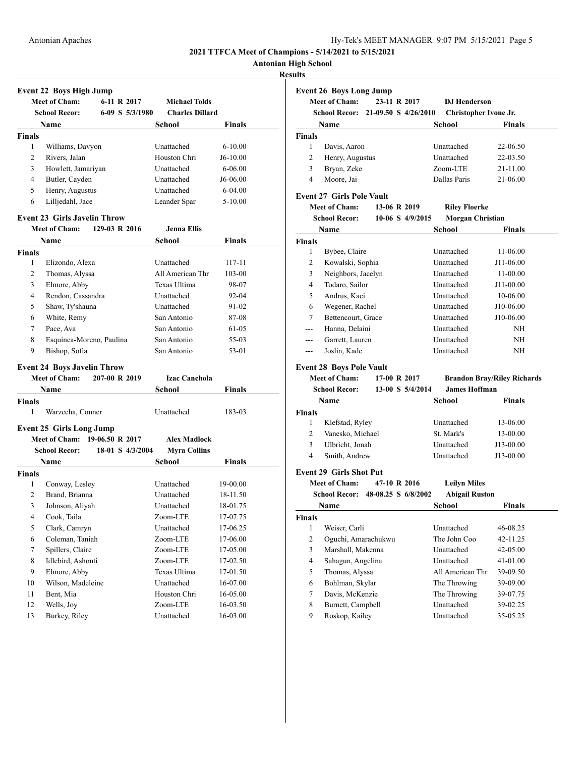**2021 TTFCA Meet of Champions - 5/14/2021 to 5/15/2021**

**Antonian High School**

**Results**

### Event 22 Boys High Jump

**Meet of Cham:** 6-11 R 2017 **Michael Tolds**
**School Recor:** 6-09 S 5/3/1980 **Charles Dillard**

| | Name | School | Finals |
|---|---|---|---|
| **Finals** | | | |
| 1 | Williams, Davyon | Unattached | 6-10.00 |
| 2 | Rivers, Jalan | Houston Chri | J6-10.00 |
| 3 | Howlett, Jamariyan | Unattached | 6-06.00 |
| 4 | Butler, Cayden | Unattached | J6-06.00 |
| 5 | Henry, Augustus | Unattached | 6-04.00 |
| 6 | Lilljedahl, Jace | Leander Spar | 5-10.00 |

### Event 23 Girls Javelin Throw

**Meet of Cham:** 129-03 R 2016 **Jenna Ellis**

| | Name | School | Finals |
|---|---|---|---|
| **Finals** | | | |
| 1 | Elizondo, Alexa | Unattached | 117-11 |
| 2 | Thomas, Alyssa | All American Thr | 103-00 |
| 3 | Elmore, Abby | Texas Ultima | 98-07 |
| 4 | Rendon, Cassandra | Unattached | 92-04 |
| 5 | Shaw, Ty'shauna | Unattached | 91-02 |
| 6 | White, Remy | San Antonio | 87-08 |
| 7 | Pace, Ava | San Antonio | 61-05 |
| 8 | Esquinca-Moreno, Paulina | San Antonio | 55-03 |
| 9 | Bishop, Sofia | San Antonio | 53-01 |

### Event 24 Boys Javelin Throw

**Meet of Cham:** 207-00 R 2019 **Izac Canchola**

| | Name | School | Finals |
|---|---|---|---|
| **Finals** | | | |
| 1 | Warzecha, Conner | Unattached | 183-03 |

### Event 25 Girls Long Jump

**Meet of Cham:** 19-06.50 R 2017 **Alex Madlock**
**School Recor:** 18-01 S 4/3/2004 **Myra Collins**

| | Name | School | Finals |
|---|---|---|---|
| **Finals** | | | |
| 1 | Conway, Lesley | Unattached | 19-00.00 |
| 2 | Brand, Brianna | Unattached | 18-11.50 |
| 3 | Johnson, Aliyah | Unattached | 18-01.75 |
| 4 | Cook, Taila | Zoom-LTE | 17-07.75 |
| 5 | Clark, Camryn | Unattached | 17-06.25 |
| 6 | Coleman, Taniah | Zoom-LTE | 17-06.00 |
| 7 | Spillers, Claire | Zoom-LTE | 17-05.00 |
| 8 | Idlebird, Ashonti | Zoom-LTE | 17-02.50 |
| 9 | Elmore, Abby | Texas Ultima | 17-01.50 |
| 10 | Wilson, Madeleine | Unattached | 16-07.00 |
| 11 | Bent, Mia | Houston Chri | 16-05.00 |
| 12 | Wells, Joy | Zoom-LTE | 16-03.50 |
| 13 | Burkey, Riley | Unattached | 16-03.00 |

### Event 26 Boys Long Jump

**Meet of Cham:** 23-11 R 2017 **DJ Henderson**
**School Recor:** 21-09.50 S 4/26/2010 **Christopher Ivone Jr.**

| | Name | School | Finals |
|---|---|---|---|
| **Finals** | | | |
| 1 | Davis, Aaron | Unattached | 22-06.50 |
| 2 | Henry, Augustus | Unattached | 22-03.50 |
| 3 | Bryan, Zeke | Zoom-LTE | 21-11.00 |
| 4 | Moore, Jai | Dallas Paris | 21-06.00 |

### Event 27 Girls Pole Vault

**Meet of Cham:** 13-06 R 2019 **Riley Floerke**
**School Recor:** 10-06 S 4/9/2015 **Morgan Christian**

| | Name | School | Finals |
|---|---|---|---|
| **Finals** | | | |
| 1 | Bybee, Claire | Unattached | 11-06.00 |
| 2 | Kowalski, Sophia | Unattached | J11-06.00 |
| 3 | Neighbors, Jacelyn | Unattached | 11-00.00 |
| 4 | Todaro, Sailor | Unattached | J11-00.00 |
| 5 | Andrus, Kaci | Unattached | 10-06.00 |
| 6 | Wegener, Rachel | Unattached | J10-06.00 |
| 7 | Bettencourt, Grace | Unattached | J10-06.00 |
| --- | Hanna, Delaini | Unattached | NH |
| --- | Garrett, Lauren | Unattached | NH |
| --- | Joslin, Kade | Unattached | NH |

### Event 28 Boys Pole Vault

**Meet of Cham:** 17-00 R 2017 **Brandon Bray/Riley Richards**
**School Recor:** 13-00 S 5/4/2014 **James Hoffman**

| | Name | School | Finals |
|---|---|---|---|
| **Finals** | | | |
| 1 | Klefstad, Ryley | Unattached | 13-06.00 |
| 2 | Vanesko, Michael | St. Mark's | 13-00.00 |
| 3 | Ulbricht, Jonah | Unattached | J13-00.00 |
| 4 | Smith, Andrew | Unattached | J13-00.00 |

### Event 29 Girls Shot Put

**Meet of Cham:** 47-10 R 2016 **Leilyn Miles**
**School Recor:** 48-08.25 S 6/8/2002 **Abigail Ruston**

| | Name | School | Finals |
|---|---|---|---|
| **Finals** | | | |
| 1 | Weiser, Carli | Unattached | 46-08.25 |
| 2 | Oguchi, Amarachukwu | The John Coo | 42-11.25 |
| 3 | Marshall, Makenna | Unattached | 42-05.00 |
| 4 | Sahagun, Angelina | Unattached | 41-01.00 |
| 5 | Thomas, Alyssa | All American Thr | 39-09.50 |
| 6 | Bohlman, Skylar | The Throwing | 39-09.00 |
| 7 | Davis, McKenzie | The Throwing | 39-07.75 |
| 8 | Burnett, Campbell | Unattached | 39-02.25 |
| 9 | Roskop, Kailey | Unattached | 35-05.25 |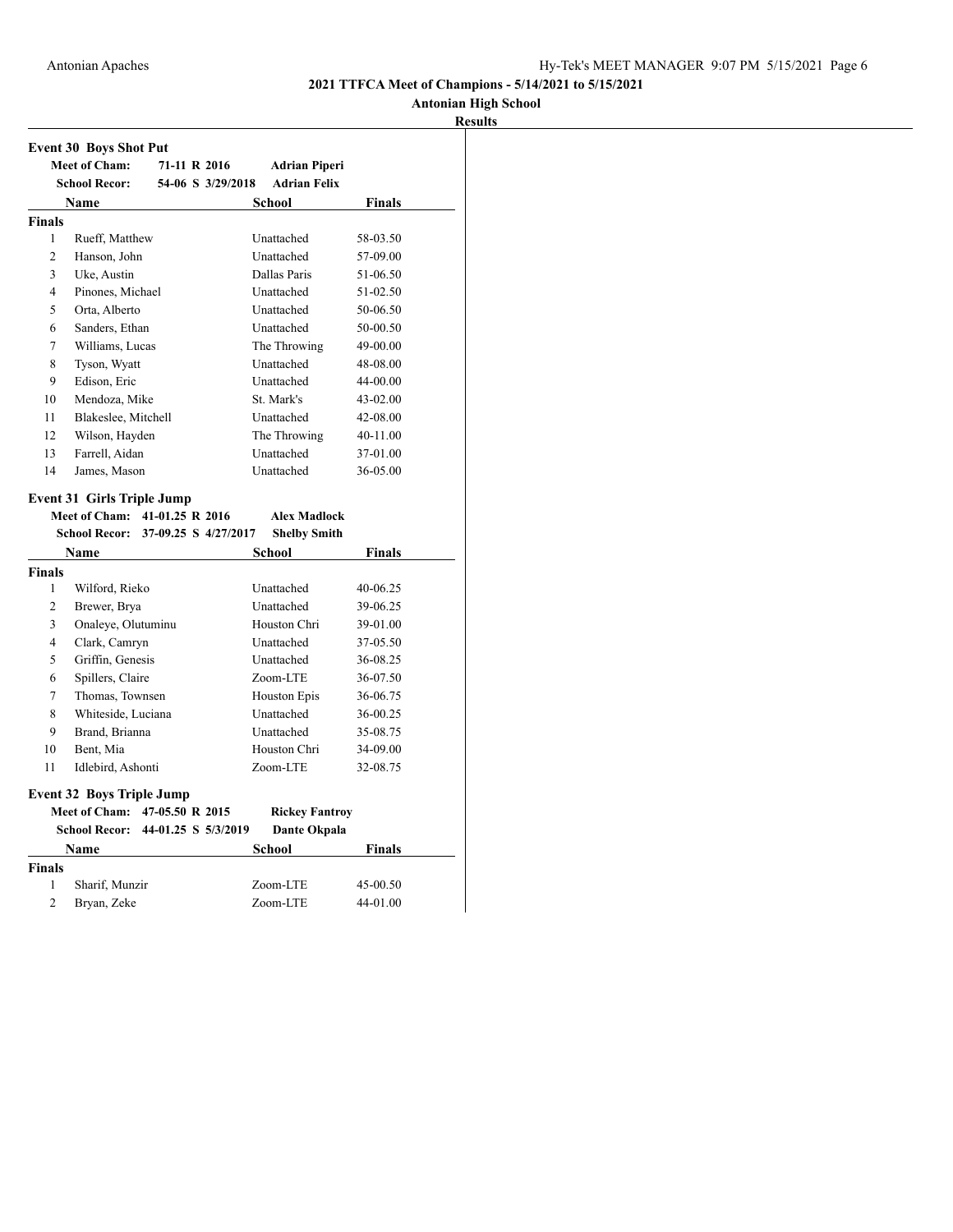**2021 TTFCA Meet of Champions - 5/14/2021 to 5/15/2021**

**Antonian High School**

**Results**

### Event 30 Boys Shot Put

**Meet of Cham:** 71-11 R 2016 **Adrian Piperi**

**School Recor:** 54-06 S 3/29/2018 **Adrian Felix**

| | Name | School | Finals |
|---|---|---|---|
| **Finals** | | | |
| 1 | Rueff, Matthew | Unattached | 58-03.50 |
| 2 | Hanson, John | Unattached | 57-09.00 |
| 3 | Uke, Austin | Dallas Paris | 51-06.50 |
| 4 | Pinones, Michael | Unattached | 51-02.50 |
| 5 | Orta, Alberto | Unattached | 50-06.50 |
| 6 | Sanders, Ethan | Unattached | 50-00.50 |
| 7 | Williams, Lucas | The Throwing | 49-00.00 |
| 8 | Tyson, Wyatt | Unattached | 48-08.00 |
| 9 | Edison, Eric | Unattached | 44-00.00 |
| 10 | Mendoza, Mike | St. Mark's | 43-02.00 |
| 11 | Blakeslee, Mitchell | Unattached | 42-08.00 |
| 12 | Wilson, Hayden | The Throwing | 40-11.00 |
| 13 | Farrell, Aidan | Unattached | 37-01.00 |
| 14 | James, Mason | Unattached | 36-05.00 |

### Event 31 Girls Triple Jump

**Meet of Cham:** 41-01.25 R 2016 **Alex Madlock**

**School Recor:** 37-09.25 S 4/27/2017 **Shelby Smith**

| | Name | School | Finals |
|---|---|---|---|
| **Finals** | | | |
| 1 | Wilford, Rieko | Unattached | 40-06.25 |
| 2 | Brewer, Brya | Unattached | 39-06.25 |
| 3 | Onaleye, Olutuminu | Houston Chri | 39-01.00 |
| 4 | Clark, Camryn | Unattached | 37-05.50 |
| 5 | Griffin, Genesis | Unattached | 36-08.25 |
| 6 | Spillers, Claire | Zoom-LTE | 36-07.50 |
| 7 | Thomas, Townsen | Houston Epis | 36-06.75 |
| 8 | Whiteside, Luciana | Unattached | 36-00.25 |
| 9 | Brand, Brianna | Unattached | 35-08.75 |
| 10 | Bent, Mia | Houston Chri | 34-09.00 |
| 11 | Idlebird, Ashonti | Zoom-LTE | 32-08.75 |

### Event 32 Boys Triple Jump

**Meet of Cham:** 47-05.50 R 2015 **Rickey Fantroy**

**School Recor:** 44-01.25 S 5/3/2019 **Dante Okpala**

| | Name | School | Finals |
|---|---|---|---|
| **Finals** | | | |
| 1 | Sharif, Munzir | Zoom-LTE | 45-00.50 |
| 2 | Bryan, Zeke | Zoom-LTE | 44-01.00 |